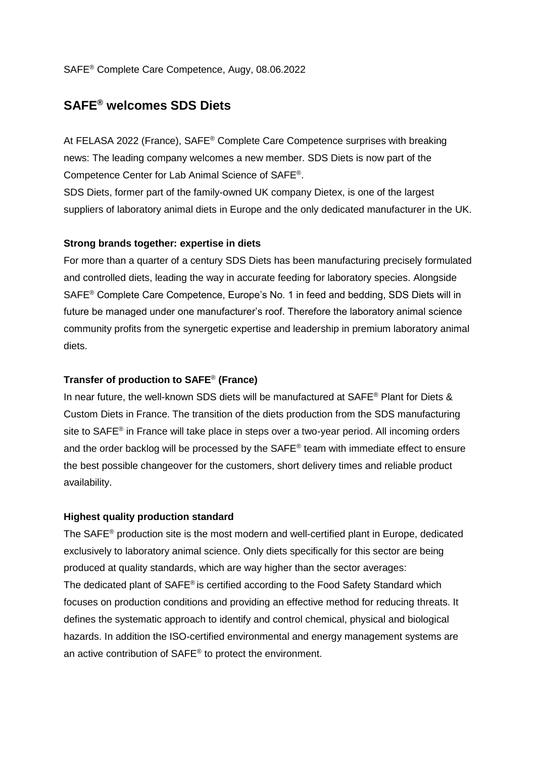SAFE® Complete Care Competence, Augy, 08.06.2022

# SAFE® welcomes SDS Diets

At FELASA 2022 (France), SAFE® Complete Care Competence surprises with breaking news: The leading company welcomes a new member. SDS Diets is now part of the Competence Center for Lab Animal Science of SAFE®.

SDS Diets, former part of the family-owned UK company Dietex, is one of the largest suppliers of laboratory animal diets in Europe and the only dedicated manufacturer in the UK.

**Strong brands together: expertise in diets**

For more than a quarter of a century SDS Diets has been manufacturing precisely formulated and controlled diets, leading the way in accurate feeding for laboratory species. Alongside SAFE® Complete Care Competence, Europe's No. 1 in feed and bedding, SDS Diets will in future be managed under one manufacturer's roof. Therefore the laboratory animal science community profits from the synergetic expertise and leadership in premium laboratory animal diets.

**Transfer of production to SAFE® (France)**

In near future, the well-known SDS diets will be manufactured at SAFE® Plant for Diets & Custom Diets in France. The transition of the diets production from the SDS manufacturing site to SAFE® in France will take place in steps over a two-year period. All incoming orders and the order backlog will be processed by the SAFE® team with immediate effect to ensure the best possible changeover for the customers, short delivery times and reliable product availability.

**Highest quality production standard**

The SAFE® production site is the most modern and well-certified plant in Europe, dedicated exclusively to laboratory animal science. Only diets specifically for this sector are being produced at quality standards, which are way higher than the sector averages:

The dedicated plant of SAFE® is certified according to the Food Safety Standard which focuses on production conditions and providing an effective method for reducing threats. It defines the systematic approach to identify and control chemical, physical and biological hazards. In addition the ISO-certified environmental and energy management systems are an active contribution of SAFE® to protect the environment.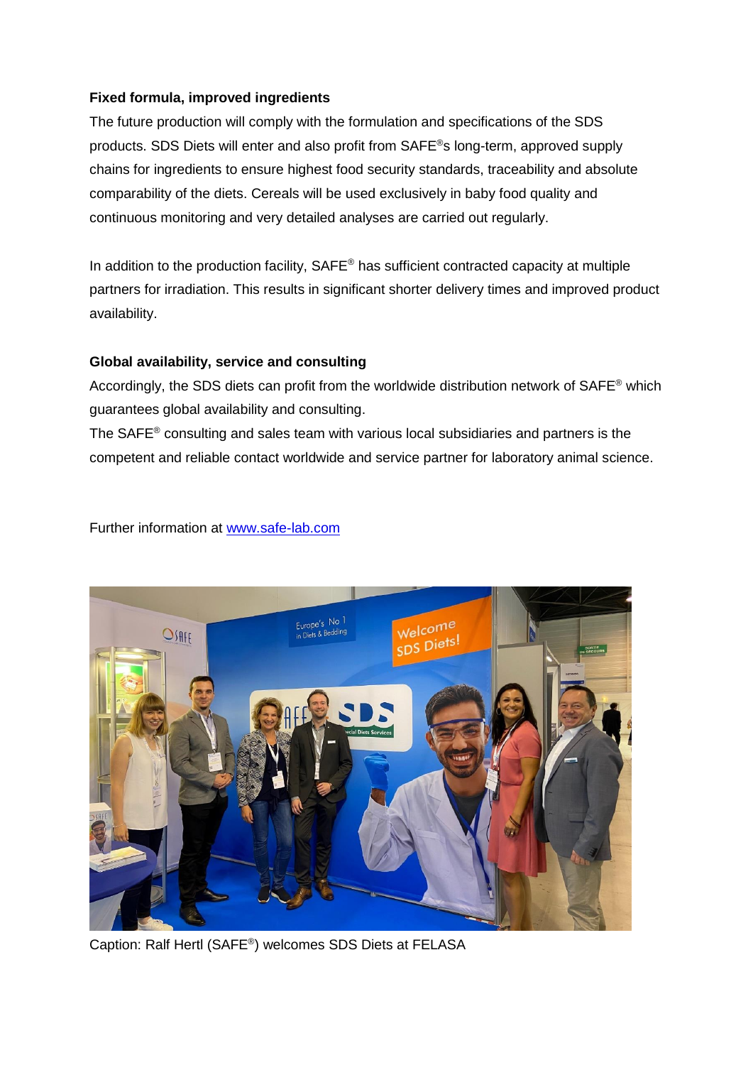**Fixed formula, improved ingredients**

The future production will comply with the formulation and specifications of the SDS products. SDS Diets will enter and also profit from SAFE®s long-term, approved supply chains for ingredients to ensure highest food security standards, traceability and absolute comparability of the diets. Cereals will be used exclusively in baby food quality and continuous monitoring and very detailed analyses are carried out regularly.

In addition to the production facility, SAFE® has sufficient contracted capacity at multiple partners for irradiation. This results in significant shorter delivery times and improved product availability.

**Global availability, service and consulting**

Accordingly, the SDS diets can profit from the worldwide distribution network of SAFE® which guarantees global availability and consulting.
The SAFE® consulting and sales team with various local subsidiaries and partners is the competent and reliable contact worldwide and service partner for laboratory animal science.

Further information at [www.safe-lab.com](http://www.safe-lab.com)

Caption: Ralf Hertl (SAFE®) welcomes SDS Diets at FELASA